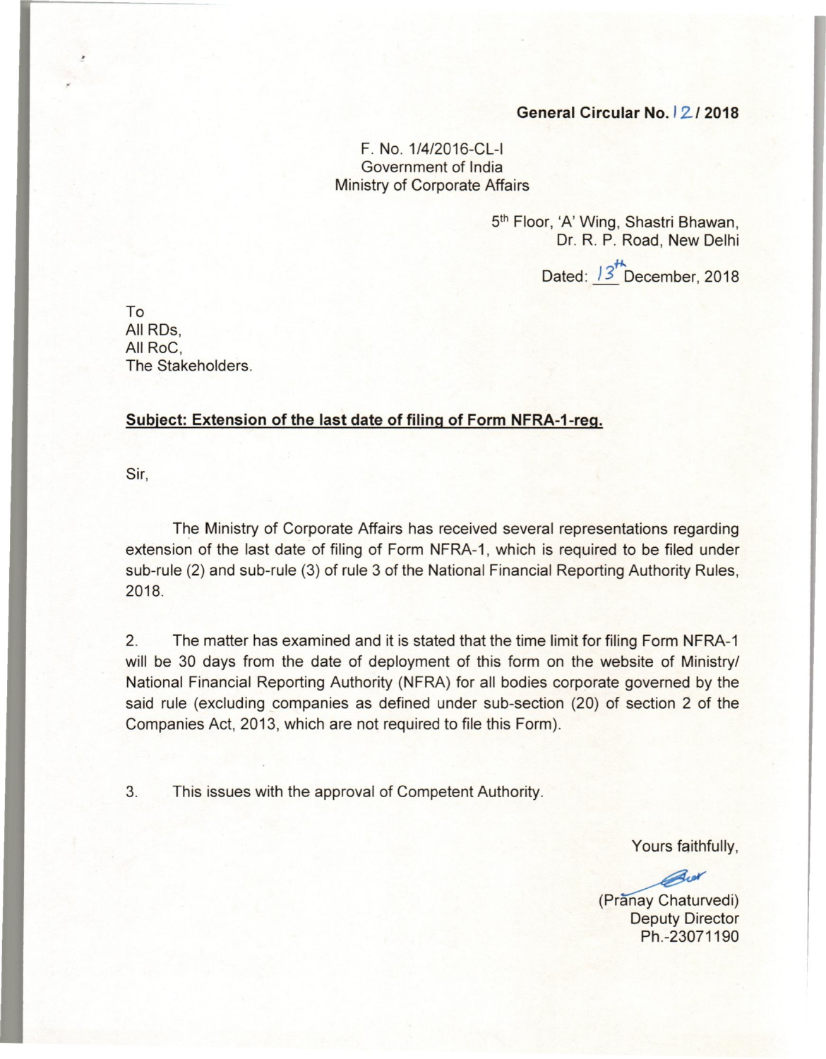**General Circular No. 12 / 2018**

F. No. 1/4/2016-CL-I
Government of India
Ministry of Corporate Affairs

5th Floor, 'A' Wing, Shastri Bhawan,
Dr. R. P. Road, New Delhi

Dated: 13th December, 2018

To
All RDs,
All RoC,
The Stakeholders.

**Subject: Extension of the last date of filing of Form NFRA-1-reg.**

Sir,

The Ministry of Corporate Affairs has received several representations regarding extension of the last date of filing of Form NFRA-1, which is required to be filed under sub-rule (2) and sub-rule (3) of rule 3 of the National Financial Reporting Authority Rules, 2018.

2. The matter has examined and it is stated that the time limit for filing Form NFRA-1 will be 30 days from the date of deployment of this form on the website of Ministry/ National Financial Reporting Authority (NFRA) for all bodies corporate governed by the said rule (excluding companies as defined under sub-section (20) of section 2 of the Companies Act, 2013, which are not required to file this Form).

3. This issues with the approval of Competent Authority.

Yours faithfully,

(Pranay Chaturvedi)
Deputy Director
Ph.-23071190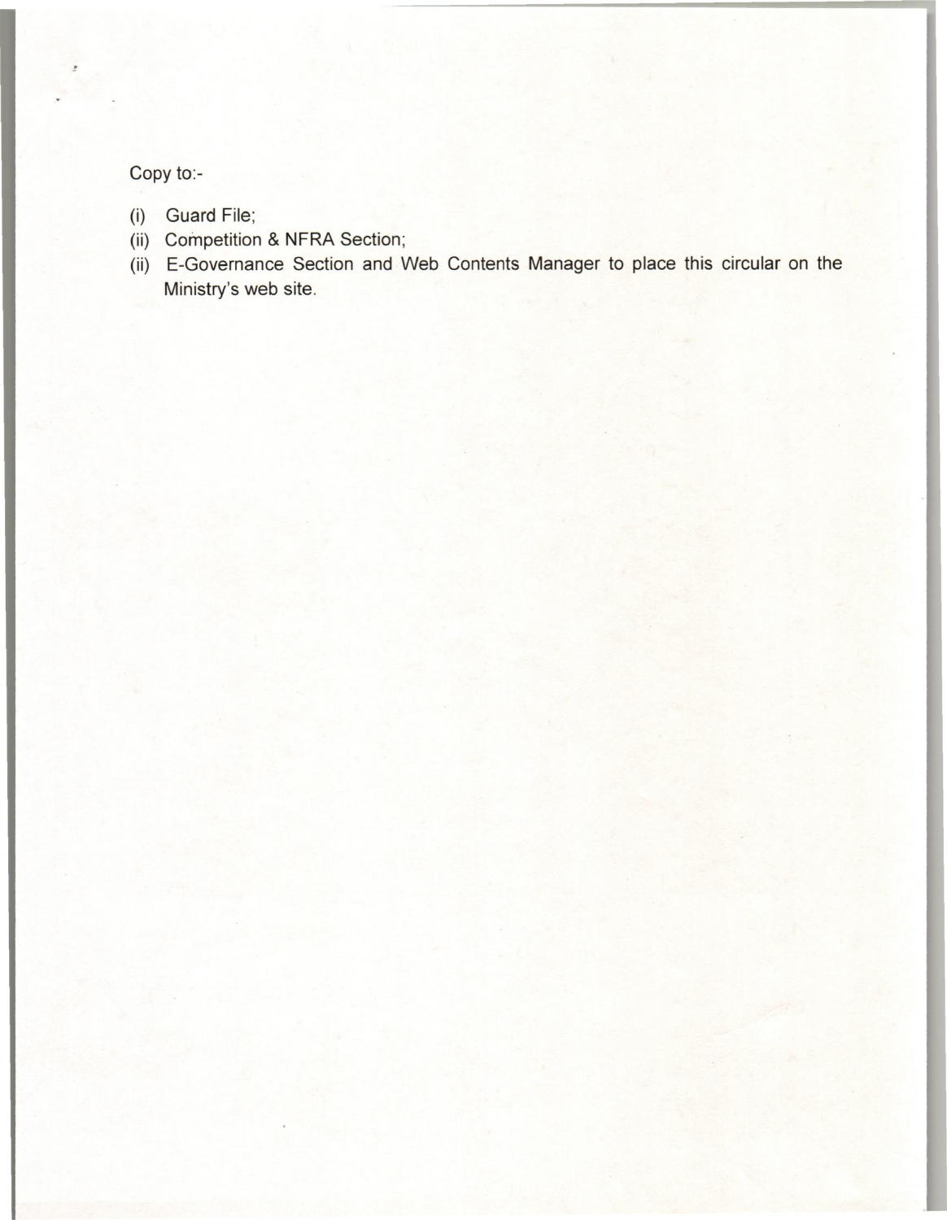Copy to:-

(i) Guard File;
(ii) Competition & NFRA Section;
(ii) E-Governance Section and Web Contents Manager to place this circular on the Ministry's web site.